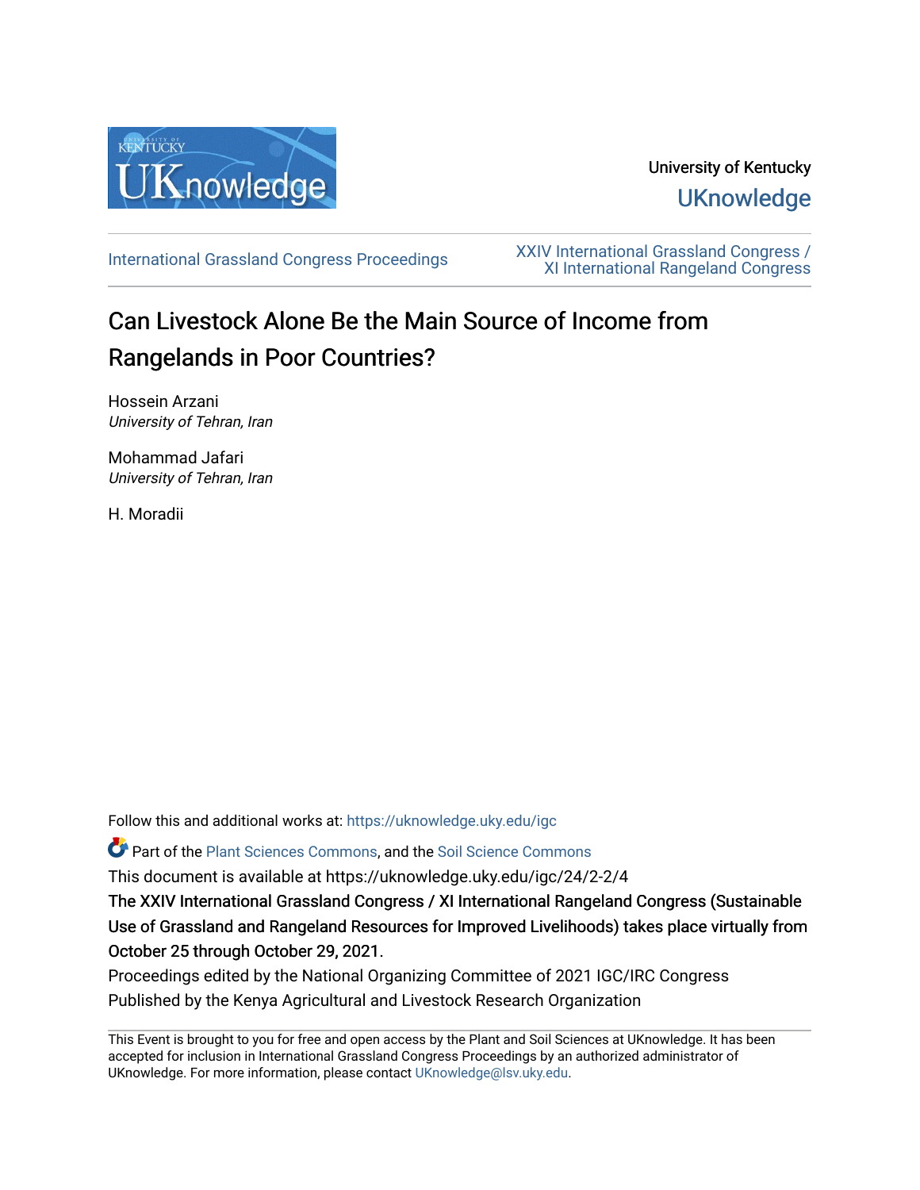University of Kentucky

UKnowledge

International Grassland Congress Proceedings

XXIV International Grassland Congress / XI International Rangeland Congress

# Can Livestock Alone Be the Main Source of Income from Rangelands in Poor Countries?

Hossein Arzani
*University of Tehran, Iran*

Mohammad Jafari
*University of Tehran, Iran*

H. Moradii

Follow this and additional works at: https://uknowledge.uky.edu/igc

Part of the Plant Sciences Commons, and the Soil Science Commons

This document is available at https://uknowledge.uky.edu/igc/24/2-2/4

The XXIV International Grassland Congress / XI International Rangeland Congress (Sustainable Use of Grassland and Rangeland Resources for Improved Livelihoods) takes place virtually from October 25 through October 29, 2021.

Proceedings edited by the National Organizing Committee of 2021 IGC/IRC Congress
Published by the Kenya Agricultural and Livestock Research Organization

This Event is brought to you for free and open access by the Plant and Soil Sciences at UKnowledge. It has been accepted for inclusion in International Grassland Congress Proceedings by an authorized administrator of UKnowledge. For more information, please contact UKnowledge@lsv.uky.edu.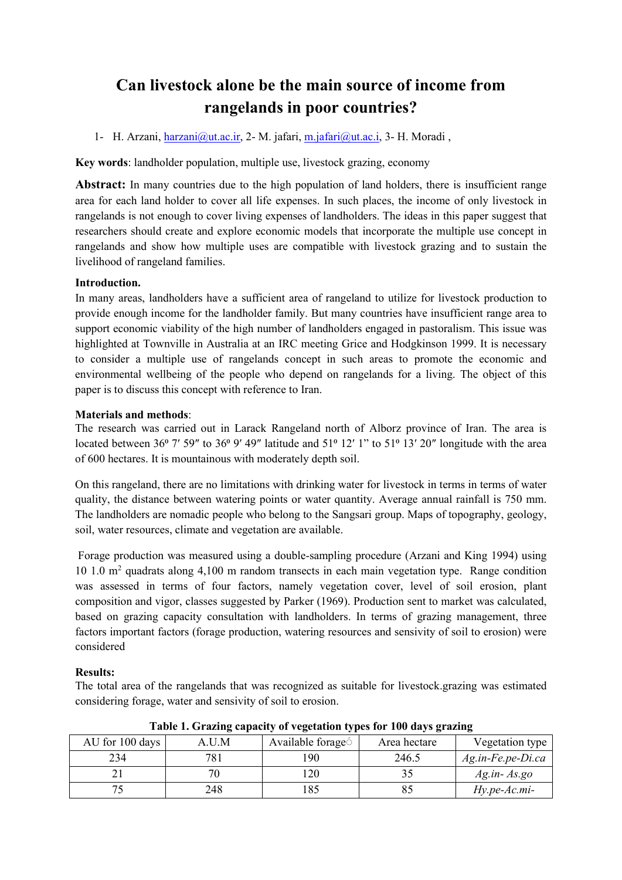# Can livestock alone be the main source of income from rangelands in poor countries?

1- H. Arzani, harzani@ut.ac.ir, 2- M. jafari, m.jafari@ut.ac.i, 3- H. Moradi ,

**Key words**: landholder population, multiple use, livestock grazing, economy

**Abstract:** In many countries due to the high population of land holders, there is insufficient range area for each land holder to cover all life expenses. In such places, the income of only livestock in rangelands is not enough to cover living expenses of landholders. The ideas in this paper suggest that researchers should create and explore economic models that incorporate the multiple use concept in rangelands and show how multiple uses are compatible with livestock grazing and to sustain the livelihood of rangeland families.

**Introduction.**

In many areas, landholders have a sufficient area of rangeland to utilize for livestock production to provide enough income for the landholder family. But many countries have insufficient range area to support economic viability of the high number of landholders engaged in pastoralism. This issue was highlighted at Townville in Australia at an IRC meeting Grice and Hodgkinson 1999. It is necessary to consider a multiple use of rangelands concept in such areas to promote the economic and environmental wellbeing of the people who depend on rangelands for a living. The object of this paper is to discuss this concept with reference to Iran.

**Materials and methods**:

The research was carried out in Larack Rangeland north of Alborz province of Iran. The area is located between 36º 7′ 59″ to 36º 9′ 49″ latitude and 51º 12′ 1” to 51º 13′ 20″ longitude with the area of 600 hectares. It is mountainous with moderately depth soil.

On this rangeland, there are no limitations with drinking water for livestock in terms in terms of water quality, the distance between watering points or water quantity. Average annual rainfall is 750 mm. The landholders are nomadic people who belong to the Sangsari group. Maps of topography, geology, soil, water resources, climate and vegetation are available.

Forage production was measured using a double-sampling procedure (Arzani and King 1994) using 10 1.0 m$^2$ quadrats along 4,100 m random transects in each main vegetation type. Range condition was assessed in terms of four factors, namely vegetation cover, level of soil erosion, plant composition and vigor, classes suggested by Parker (1969). Production sent to market was calculated, based on grazing capacity consultation with landholders. In terms of grazing management, three factors important factors (forage production, watering resources and sensivity of soil to erosion) were considered

**Results:**

The total area of the rangelands that was recognized as suitable for livestock.grazing was estimated considering forage, water and sensivity of soil to erosion.

**Table 1. Grazing capacity of vegetation types for 100 days grazing**

| AU for 100 days | A.U.M | Available forage | Area hectare | Vegetation type |
|---|---|---|---|---|
| 234 | 781 | 190 | 246.5 | *Ag.in-Fe.pe-Di.ca* |
| 21 | 70 | 120 | 35 | *Ag.in- As.go* |
| 75 | 248 | 185 | 85 | *Hy.pe-Ac.mi-* |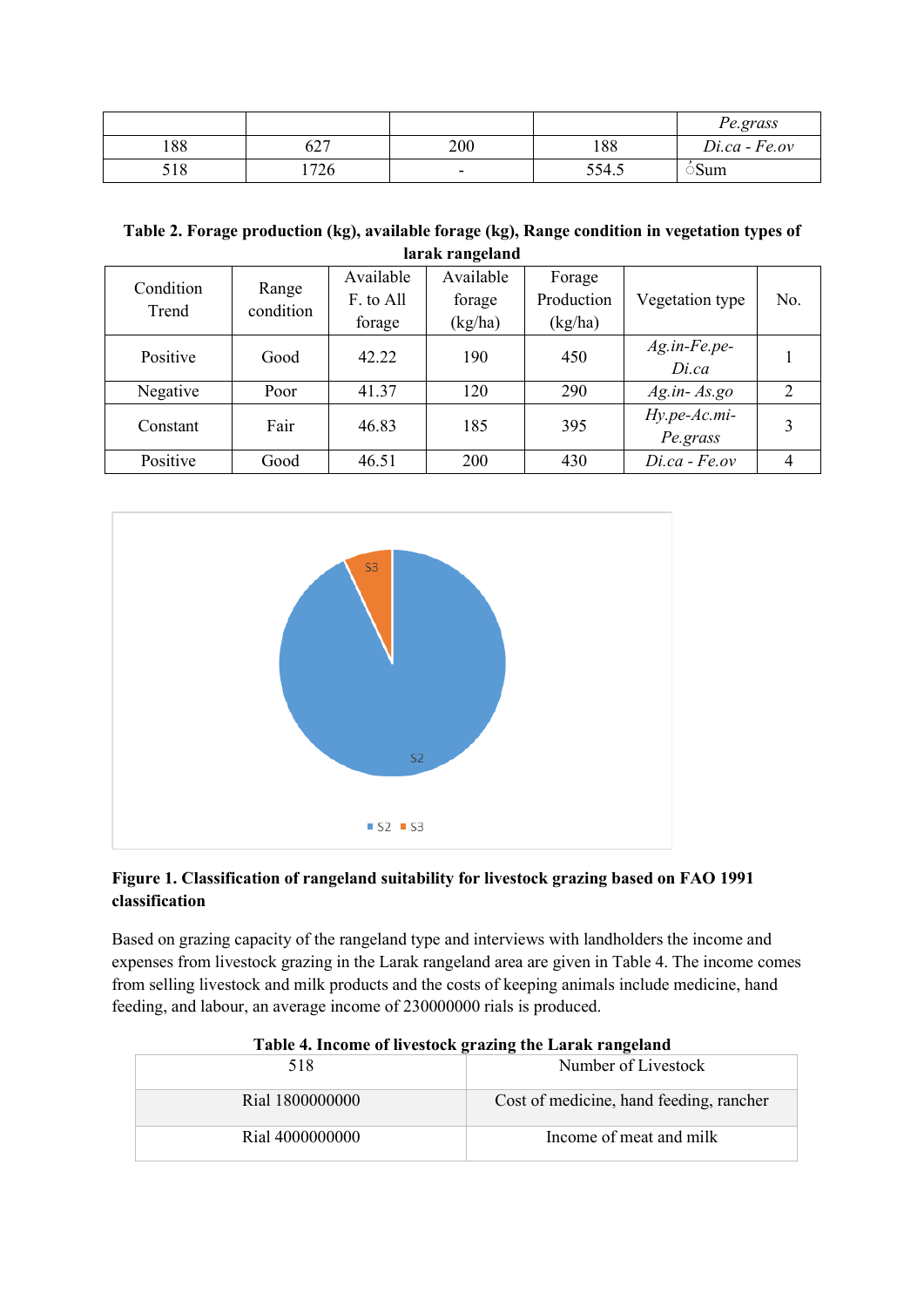|  |  |  |  | *Pe.grass* |
|---|---|---|---|---|
| 188 | 627 | 200 | 188 | *Di.ca - Fe.ov* |
| 518 | 1726 | - | 554.5 | ‌Sum |

**Table 2. Forage production (kg), available forage (kg), Range condition in vegetation types of larak rangeland**

| Condition Trend | Range condition | Available F. to All forage | Available forage (kg/ha) | Forage Production (kg/ha) | Vegetation type | No. |
|---|---|---|---|---|---|---|
| Positive | Good | 42.22 | 190 | 450 | *Ag.in-Fe.pe-Di.ca* | 1 |
| Negative | Poor | 41.37 | 120 | 290 | *Ag.in- As.go* | 2 |
| Constant | Fair | 46.83 | 185 | 395 | *Hy.pe-Ac.mi-Pe.grass* | 3 |
| Positive | Good | 46.51 | 200 | 430 | *Di.ca - Fe.ov* | 4 |

**Figure 1. Classification of rangeland suitability for livestock grazing based on FAO 1991 classification**

Based on grazing capacity of the rangeland type and interviews with landholders the income and expenses from livestock grazing in the Larak rangeland area are given in Table 4. The income comes from selling livestock and milk products and the costs of keeping animals include medicine, hand feeding, and labour, an average income of 230000000 rials is produced.

**Table 4. Income of livestock grazing the Larak rangeland**

| 518 | Number of Livestock |
|---|---|
| Rial 1800000000 | Cost of medicine, hand feeding, rancher |
| Rial 4000000000 | Income of meat and milk |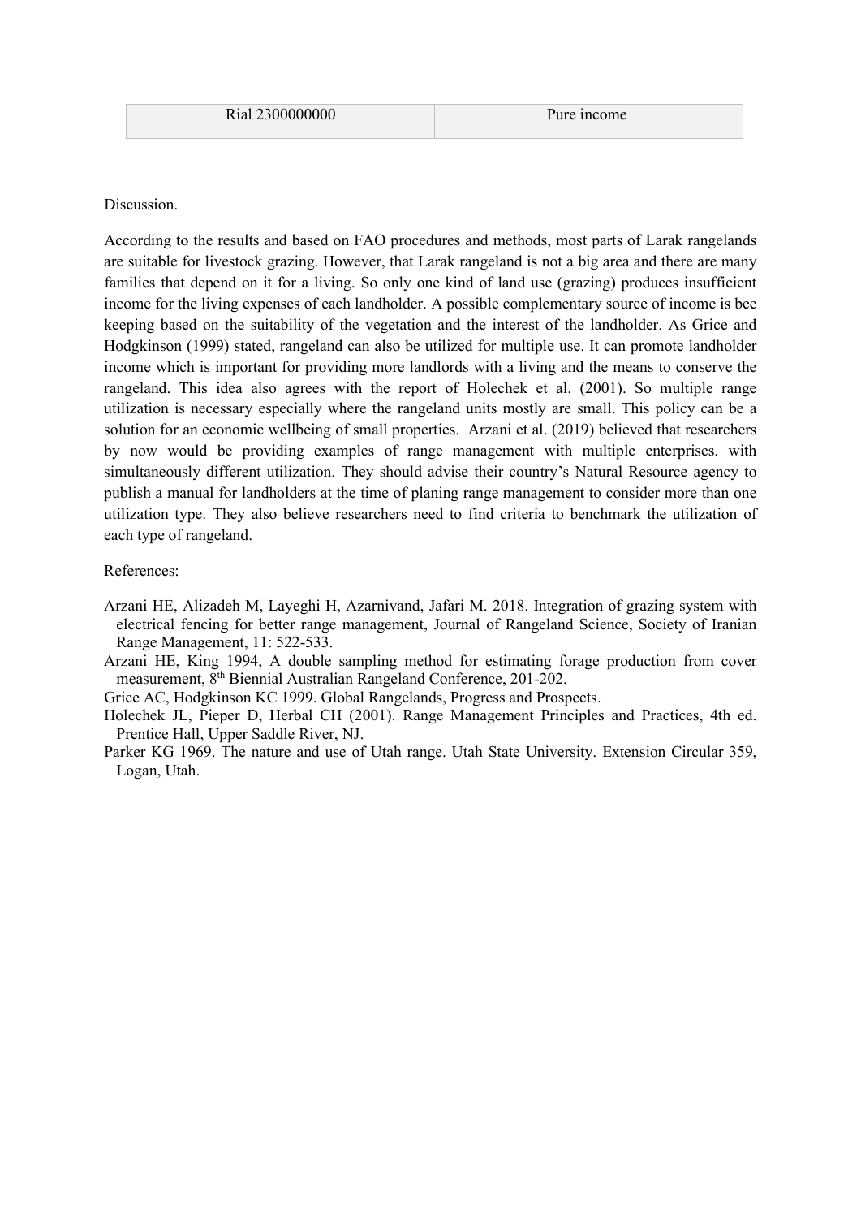| | |
|---|---|
| Rial 2300000000 | Pure income |

Discussion.

According to the results and based on FAO procedures and methods, most parts of Larak rangelands are suitable for livestock grazing. However, that Larak rangeland is not a big area and there are many families that depend on it for a living. So only one kind of land use (grazing) produces insufficient income for the living expenses of each landholder. A possible complementary source of income is bee keeping based on the suitability of the vegetation and the interest of the landholder. As Grice and Hodgkinson (1999) stated, rangeland can also be utilized for multiple use. It can promote landholder income which is important for providing more landlords with a living and the means to conserve the rangeland. This idea also agrees with the report of Holechek et al. (2001). So multiple range utilization is necessary especially where the rangeland units mostly are small. This policy can be a solution for an economic wellbeing of small properties. Arzani et al. (2019) believed that researchers by now would be providing examples of range management with multiple enterprises. with simultaneously different utilization. They should advise their country's Natural Resource agency to publish a manual for landholders at the time of planing range management to consider more than one utilization type. They also believe researchers need to find criteria to benchmark the utilization of each type of rangeland.

References:

Arzani HE, Alizadeh M, Layeghi H, Azarnivand, Jafari M. 2018. Integration of grazing system with electrical fencing for better range management, Journal of Rangeland Science, Society of Iranian Range Management, 11: 522-533.

Arzani HE, King 1994, A double sampling method for estimating forage production from cover measurement, 8th Biennial Australian Rangeland Conference, 201-202.

Grice AC, Hodgkinson KC 1999. Global Rangelands, Progress and Prospects.

Holechek JL, Pieper D, Herbal CH (2001). Range Management Principles and Practices, 4th ed. Prentice Hall, Upper Saddle River, NJ.

Parker KG 1969. The nature and use of Utah range. Utah State University. Extension Circular 359, Logan, Utah.